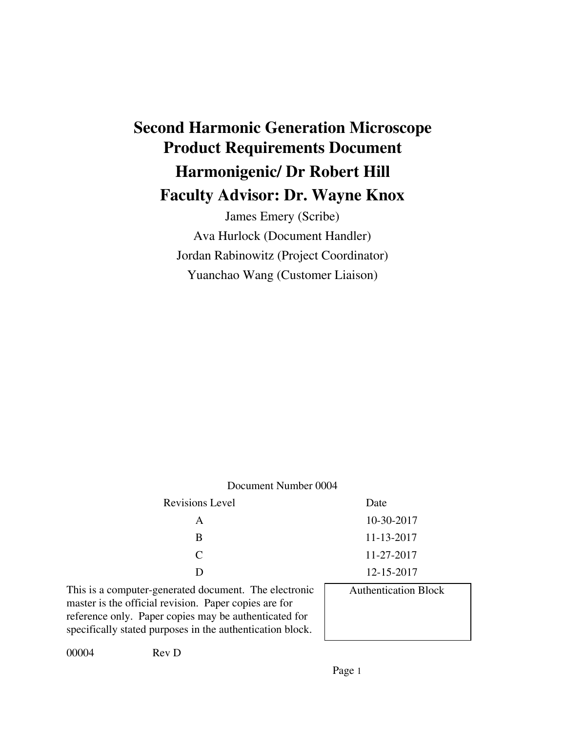# Second Harmonic Generation Microscope Product Requirements Document

# Harmonigenic/ Dr Robert Hill

# Faculty Advisor: Dr. Wayne Knox

James Emery (Scribe)

Ava Hurlock (Document Handler)

Jordan Rabinowitz (Project Coordinator)

Yuanchao Wang (Customer Liaison)

Document Number 0004

| Revisions Level | Date |
|---|---|
| A | 10-30-2017 |
| B | 11-13-2017 |
| C | 11-27-2017 |
| D | 12-15-2017 |

This is a computer-generated document. The electronic master is the official revision. Paper copies are for reference only. Paper copies may be authenticated for specifically stated purposes in the authentication block.

| Authentication Block |
|---|
| |

00004 Rev D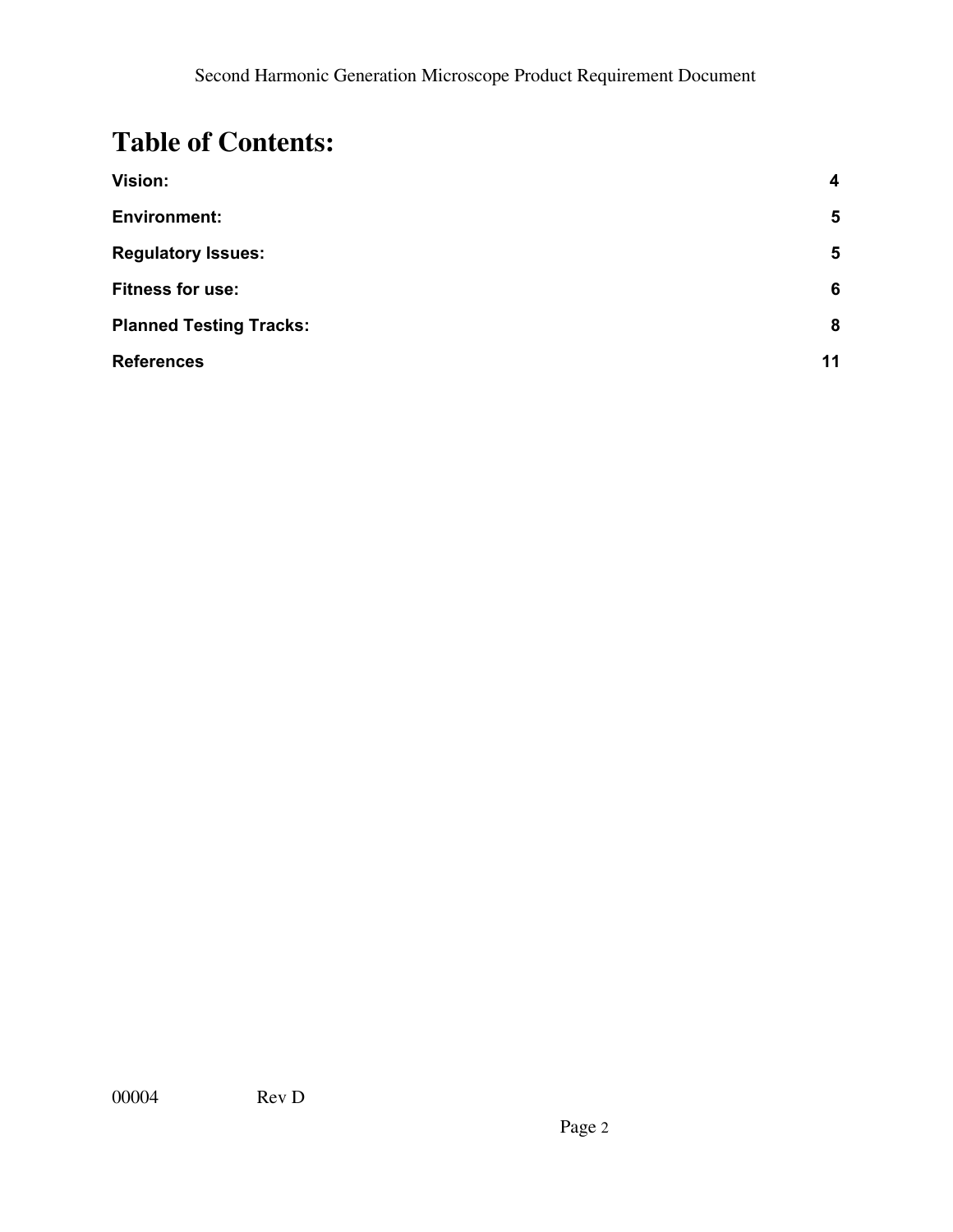# Table of Contents:

| | |
|---|---|
| **Vision:** | **4** |
| **Environment:** | **5** |
| **Regulatory Issues:** | **5** |
| **Fitness for use:** | **6** |
| **Planned Testing Tracks:** | **8** |
| **References** | **11** |

00004 Rev D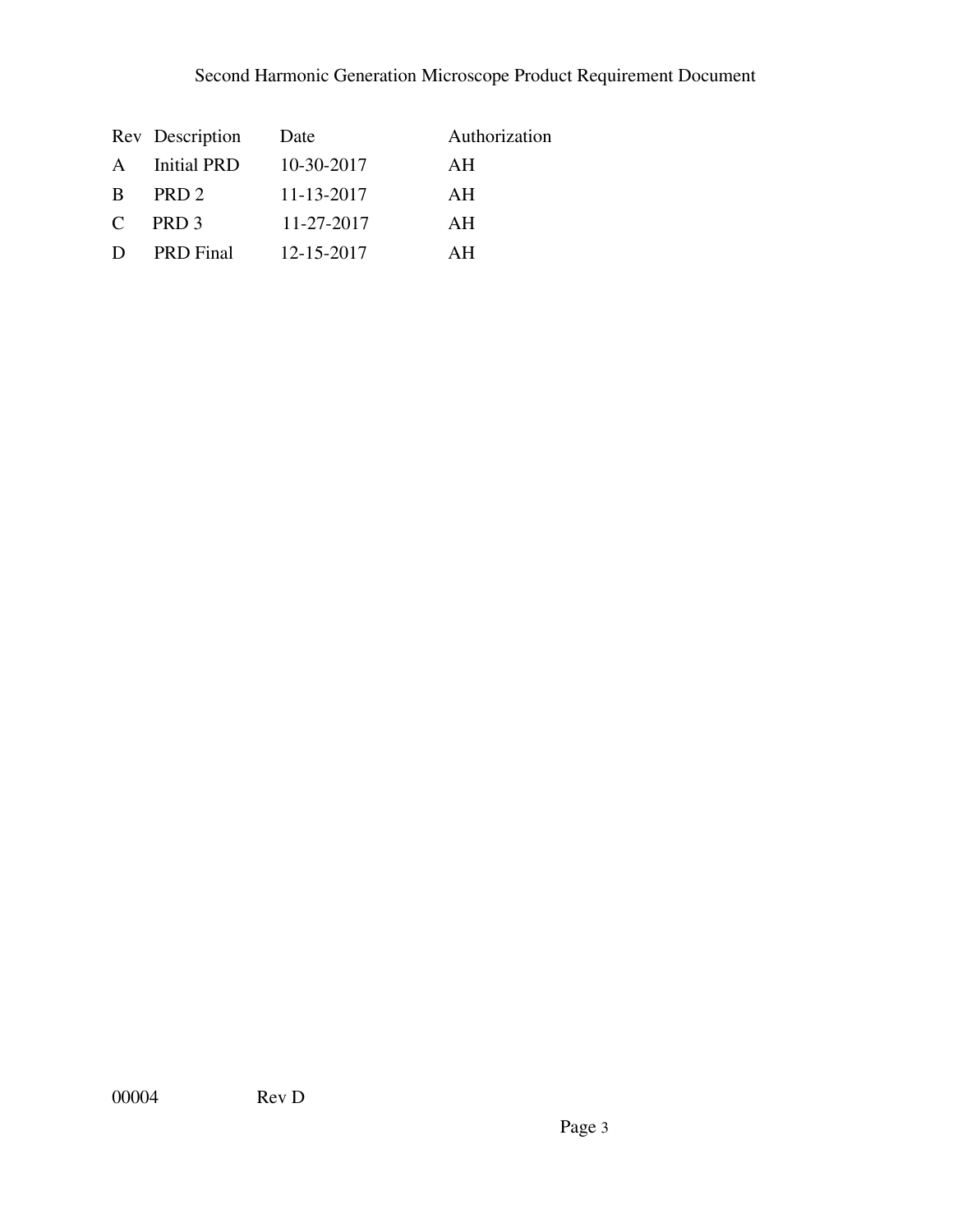| Rev | Description | Date | Authorization |
| --- | --- | --- | --- |
| A | Initial PRD | 10-30-2017 | AH |
| B | PRD 2 | 11-13-2017 | AH |
| C | PRD 3 | 11-27-2017 | AH |
| D | PRD Final | 12-15-2017 | AH |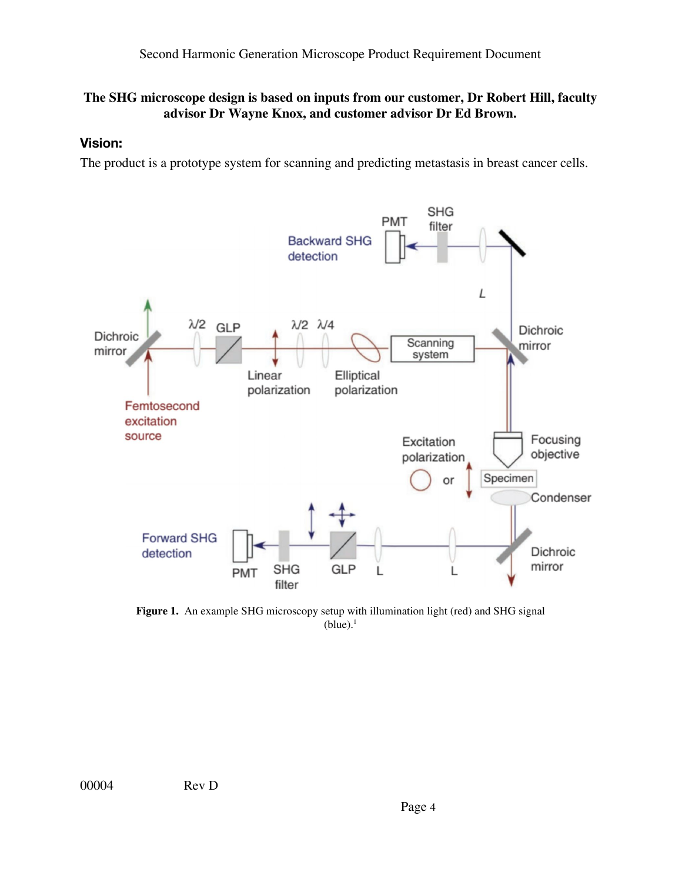**The SHG microscope design is based on inputs from our customer, Dr Robert Hill, faculty advisor Dr Wayne Knox, and customer advisor Dr Ed Brown.**

### Vision:

The product is a prototype system for scanning and predicting metastasis in breast cancer cells.

**Figure 1.** An example SHG microscopy setup with illumination light (red) and SHG signal (blue).[1]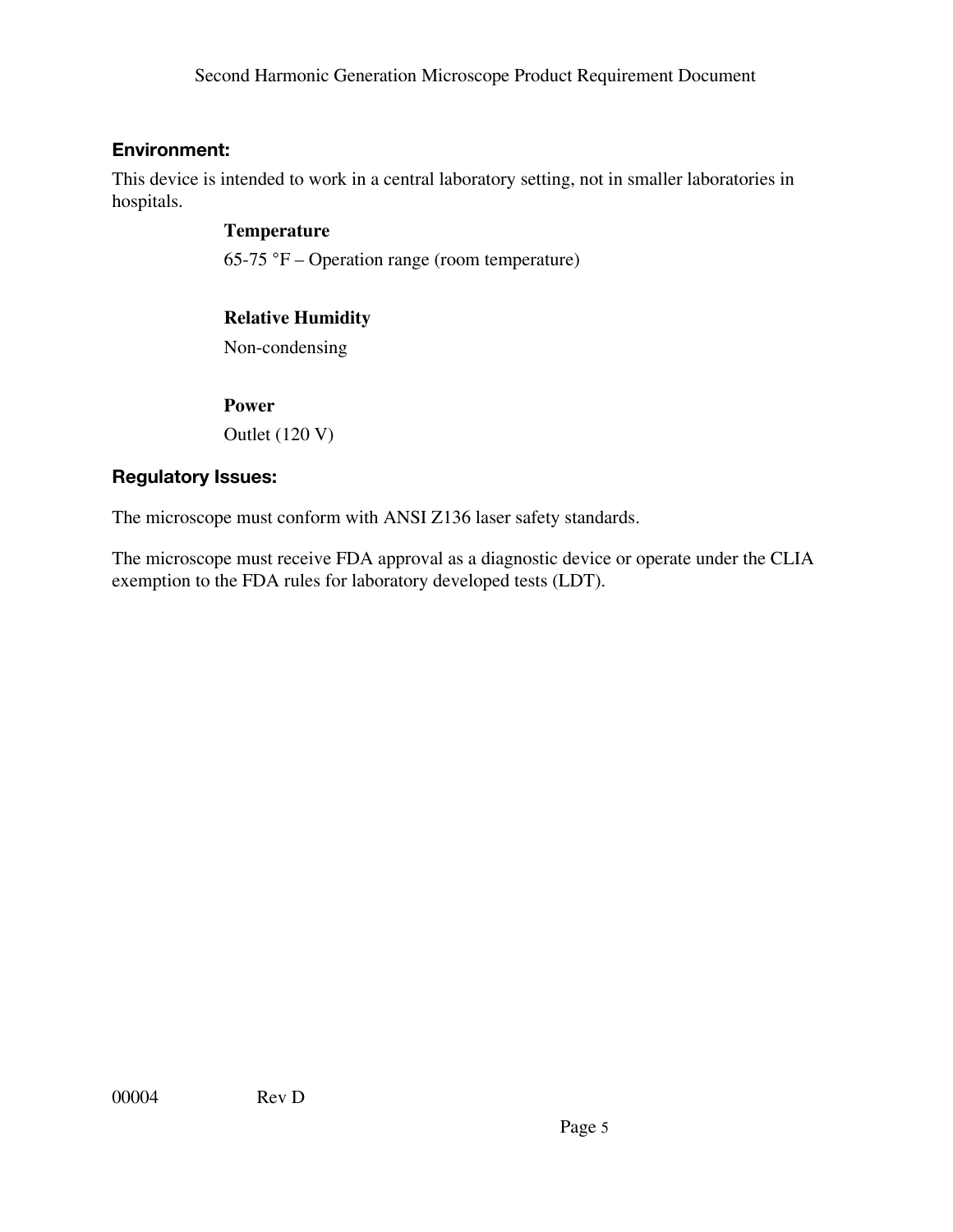## Environment:

This device is intended to work in a central laboratory setting, not in smaller laboratories in hospitals.

**Temperature**

65-75 °F – Operation range (room temperature)

**Relative Humidity**

Non-condensing

**Power**

Outlet (120 V)

## Regulatory Issues:

The microscope must conform with ANSI Z136 laser safety standards.

The microscope must receive FDA approval as a diagnostic device or operate under the CLIA exemption to the FDA rules for laboratory developed tests (LDT).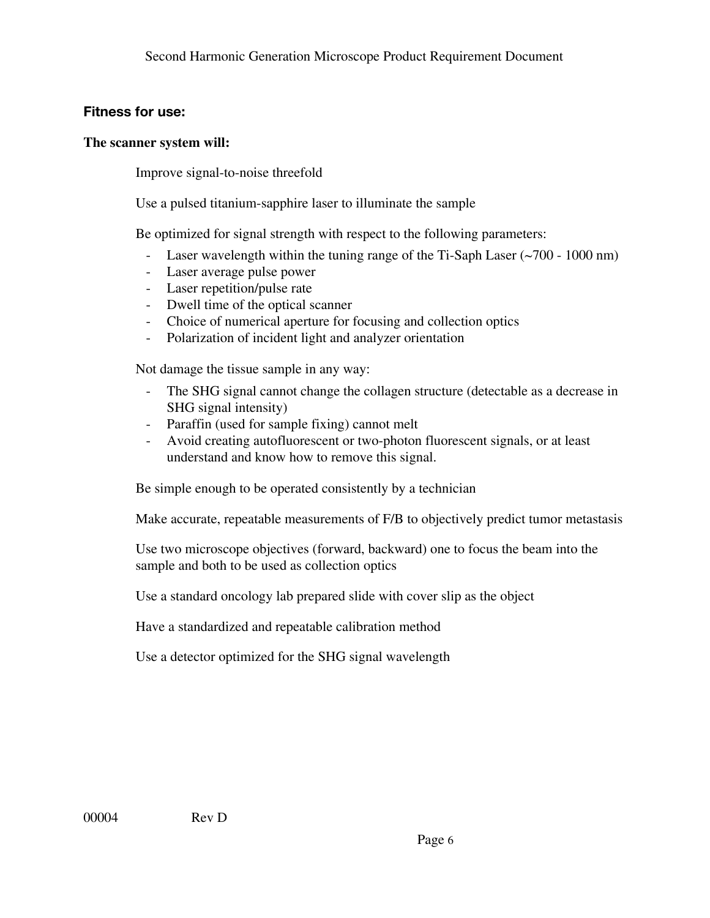### Fitness for use:

**The scanner system will:**

Improve signal-to-noise threefold

Use a pulsed titanium-sapphire laser to illuminate the sample

Be optimized for signal strength with respect to the following parameters:

- Laser wavelength within the tuning range of the Ti-Saph Laser (~700 - 1000 nm)
- Laser average pulse power
- Laser repetition/pulse rate
- Dwell time of the optical scanner
- Choice of numerical aperture for focusing and collection optics
- Polarization of incident light and analyzer orientation

Not damage the tissue sample in any way:

- The SHG signal cannot change the collagen structure (detectable as a decrease in SHG signal intensity)
- Paraffin (used for sample fixing) cannot melt
- Avoid creating autofluorescent or two-photon fluorescent signals, or at least understand and know how to remove this signal.

Be simple enough to be operated consistently by a technician

Make accurate, repeatable measurements of F/B to objectively predict tumor metastasis

Use two microscope objectives (forward, backward) one to focus the beam into the sample and both to be used as collection optics

Use a standard oncology lab prepared slide with cover slip as the object

Have a standardized and repeatable calibration method

Use a detector optimized for the SHG signal wavelength

00004 Rev D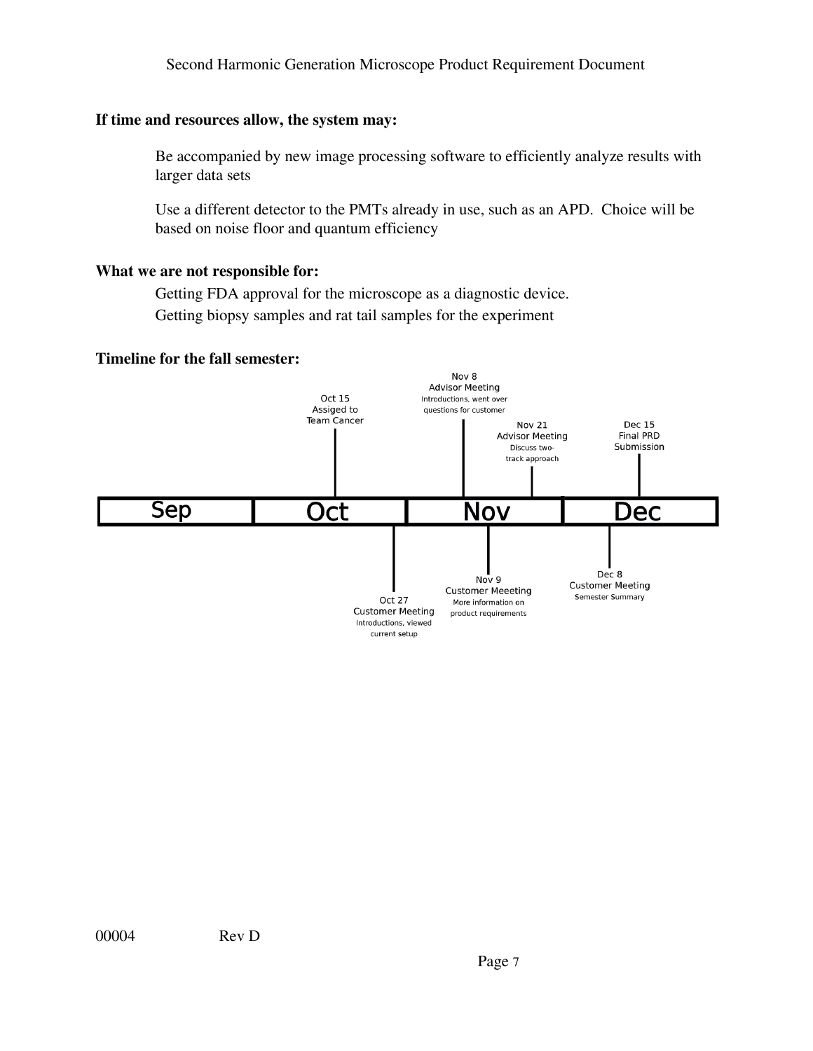**If time and resources allow, the system may:**

Be accompanied by new image processing software to efficiently analyze results with larger data sets

Use a different detector to the PMTs already in use, such as an APD. Choice will be based on noise floor and quantum efficiency

**What we are not responsible for:**

Getting FDA approval for the microscope as a diagnostic device.

Getting biopsy samples and rat tail samples for the experiment

**Timeline for the fall semester:**

Oct 15
Assiged to
Team Cancer

Nov 8
Advisor Meeting
Introductions, went over questions for customer

Nov 21
Advisor Meeting
Discuss two-track approach

Dec 15
Final PRD
Submission

Sep | Oct | Nov | Dec

Oct 27
Customer Meeting
Introductions, viewed current setup

Nov 9
Customer Meeeting
More information on product requirements

Dec 8
Customer Meeting
Semester Summary

00004 Rev D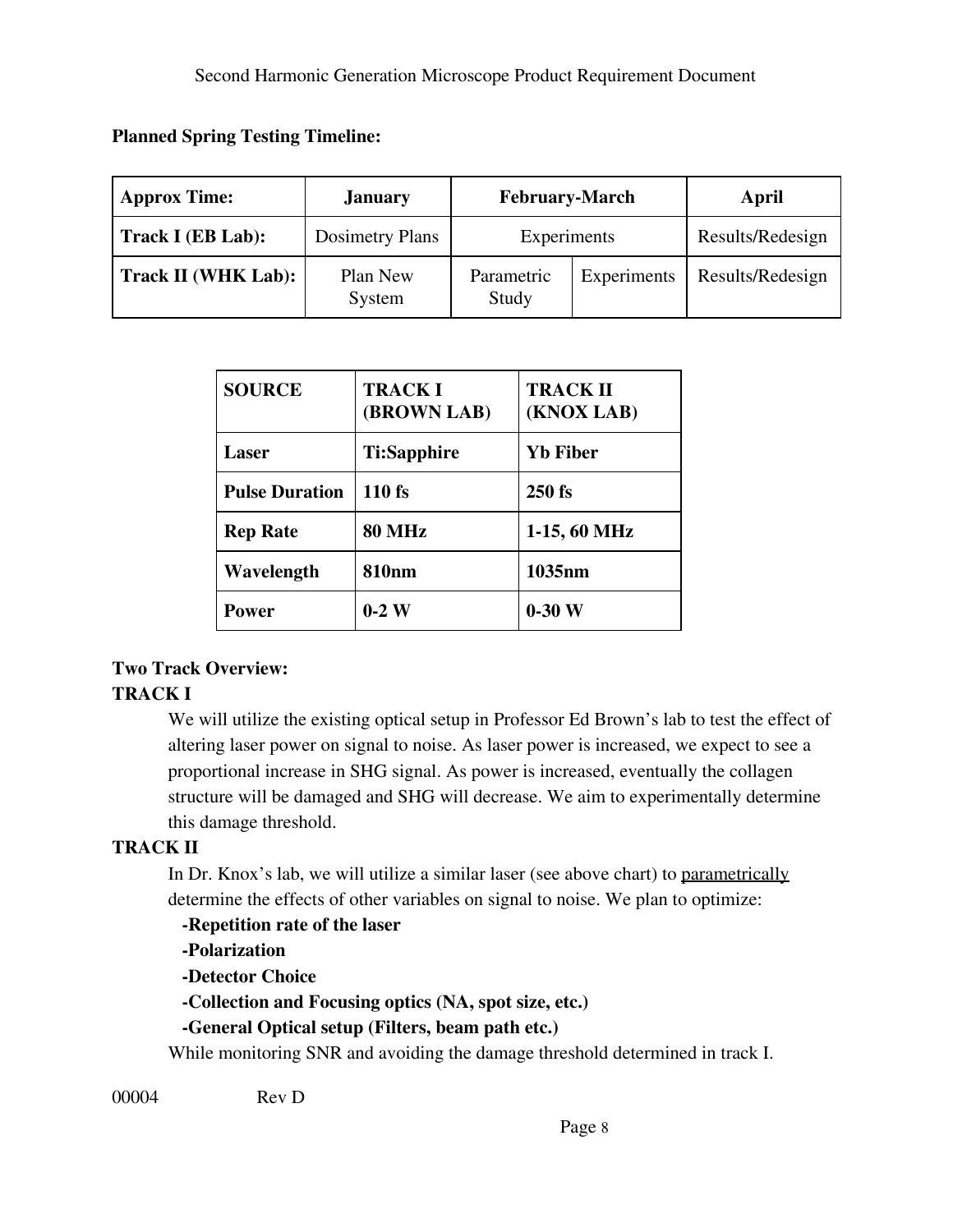**Planned Spring Testing Timeline:**

| **Approx Time:** | **January** | **February-March** | | **April** |
|---|---|---|---|---|
| **Track I (EB Lab):** | Dosimetry Plans | Experiments | | Results/Redesign |
| **Track II (WHK Lab):** | Plan New System | Parametric Study | Experiments | Results/Redesign |

| **SOURCE** | **TRACK I (BROWN LAB)** | **TRACK II (KNOX LAB)** |
|---|---|---|
| **Laser** | **Ti:Sapphire** | **Yb Fiber** |
| **Pulse Duration** | **110 fs** | **250 fs** |
| **Rep Rate** | **80 MHz** | **1-15, 60 MHz** |
| **Wavelength** | **810nm** | **1035nm** |
| **Power** | **0-2 W** | **0-30 W** |

**Two Track Overview:**

**TRACK I**

We will utilize the existing optical setup in Professor Ed Brown's lab to test the effect of altering laser power on signal to noise. As laser power is increased, we expect to see a proportional increase in SHG signal. As power is increased, eventually the collagen structure will be damaged and SHG will decrease. We aim to experimentally determine this damage threshold.

**TRACK II**

In Dr. Knox's lab, we will utilize a similar laser (see above chart) to <u>parametrically</u> determine the effects of other variables on signal to noise. We plan to optimize:

- **Repetition rate of the laser**
- **Polarization**
- **Detector Choice**
- **Collection and Focusing optics (NA, spot size, etc.)**
- **General Optical setup (Filters, beam path etc.)**

While monitoring SNR and avoiding the damage threshold determined in track I.

00004 Rev D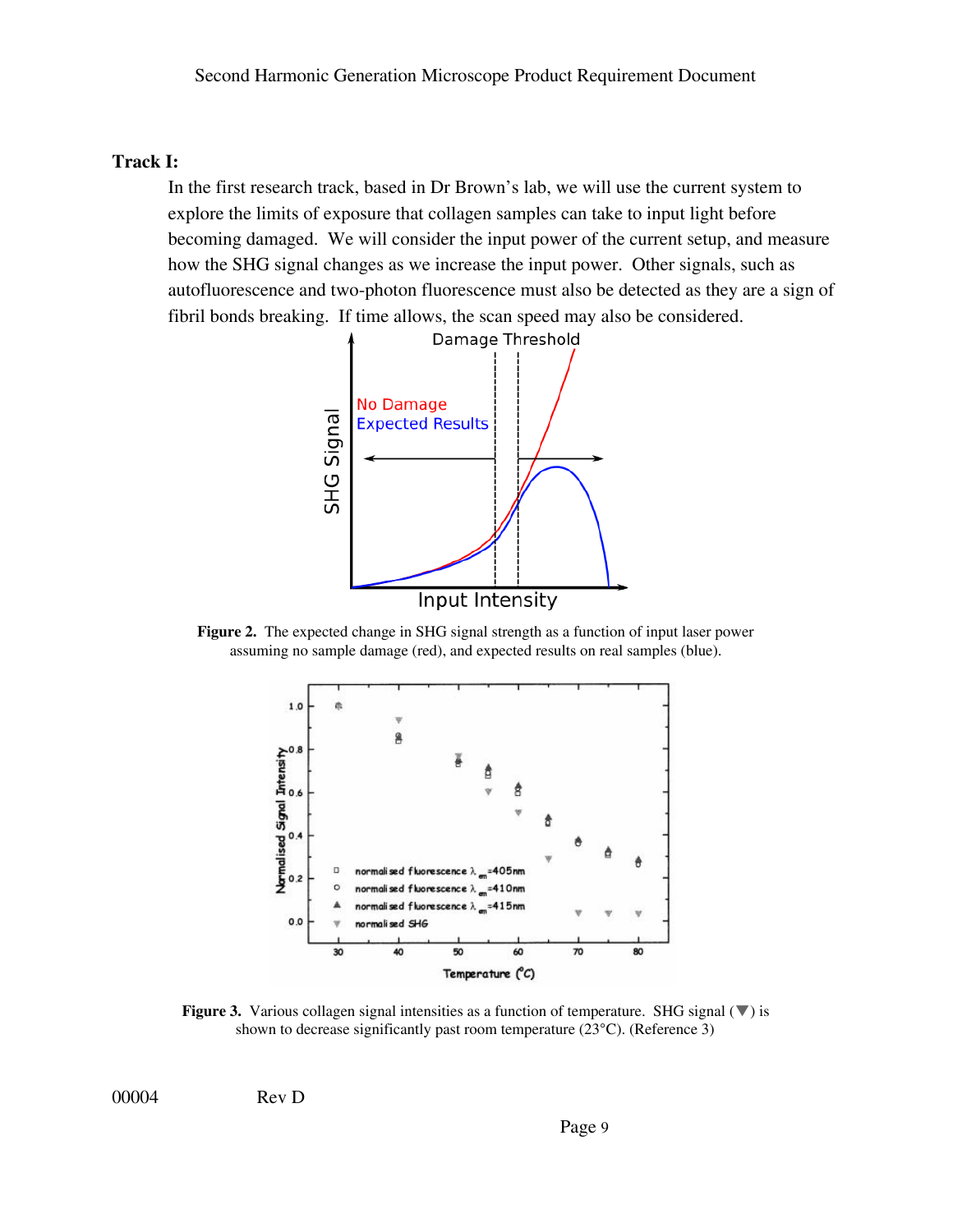**Track I:**

In the first research track, based in Dr Brown's lab, we will use the current system to explore the limits of exposure that collagen samples can take to input light before becoming damaged. We will consider the input power of the current setup, and measure how the SHG signal changes as we increase the input power. Other signals, such as autofluorescence and two-photon fluorescence must also be detected as they are a sign of fibril bonds breaking. If time allows, the scan speed may also be considered.

**Figure 2.** The expected change in SHG signal strength as a function of input laser power assuming no sample damage (red), and expected results on real samples (blue).

**Figure 3.** Various collagen signal intensities as a function of temperature. SHG signal (▼) is shown to decrease significantly past room temperature (23°C). (Reference 3)

00004 Rev D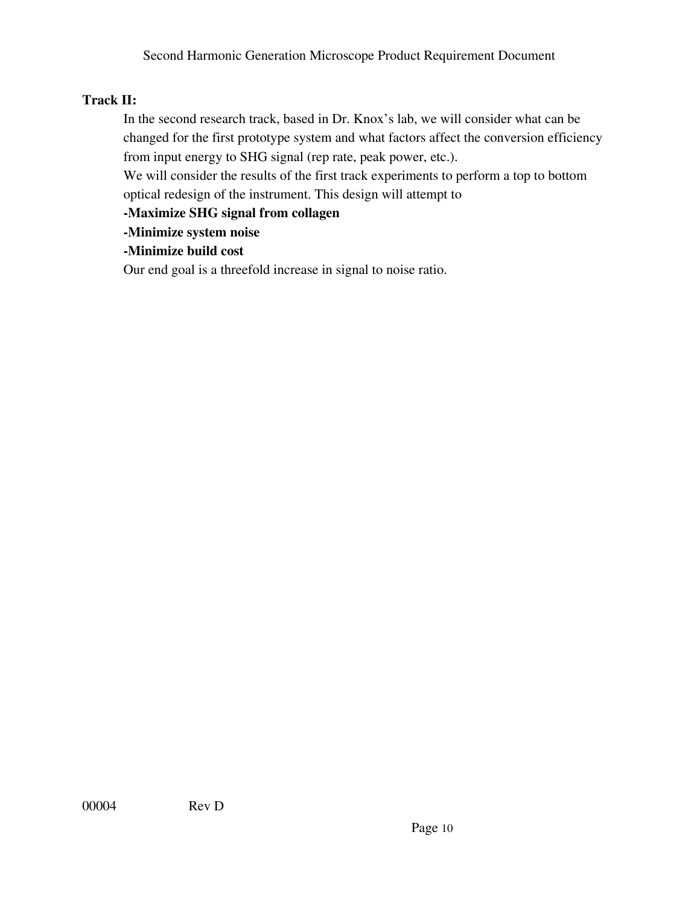**Track II:**

In the second research track, based in Dr. Knox's lab, we will consider what can be changed for the first prototype system and what factors affect the conversion efficiency from input energy to SHG signal (rep rate, peak power, etc.).

We will consider the results of the first track experiments to perform a top to bottom optical redesign of the instrument. This design will attempt to

**-Maximize SHG signal from collagen**

**-Minimize system noise**

**-Minimize build cost**

Our end goal is a threefold increase in signal to noise ratio.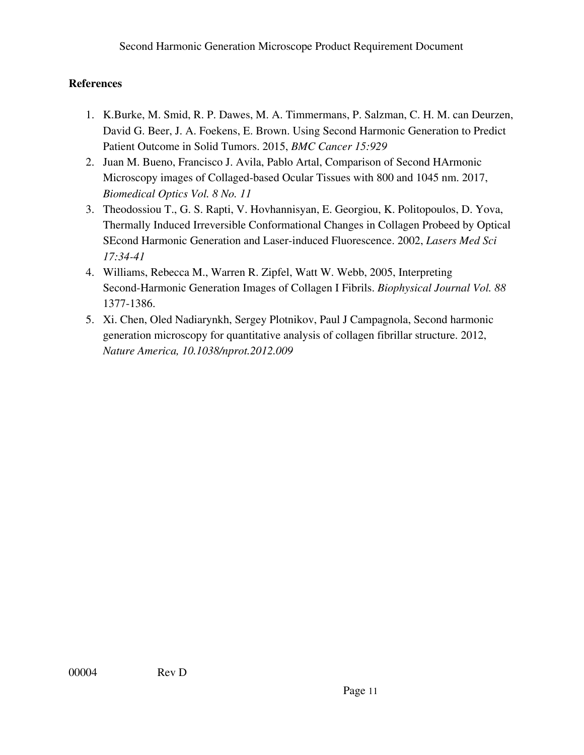**References**

1. K.Burke, M. Smid, R. P. Dawes, M. A. Timmermans, P. Salzman, C. H. M. can Deurzen, David G. Beer, J. A. Foekens, E. Brown. Using Second Harmonic Generation to Predict Patient Outcome in Solid Tumors. 2015, *BMC Cancer 15:929*
2. Juan M. Bueno, Francisco J. Avila, Pablo Artal, Comparison of Second HArmonic Microscopy images of Collaged-based Ocular Tissues with 800 and 1045 nm. 2017, *Biomedical Optics Vol. 8 No. 11*
3. Theodossiou T., G. S. Rapti, V. Hovhannisyan, E. Georgiou, K. Politopoulos, D. Yova, Thermally Induced Irreversible Conformational Changes in Collagen Probeed by Optical SEcond Harmonic Generation and Laser-induced Fluorescence. 2002, *Lasers Med Sci 17:34-41*
4. Williams, Rebecca M., Warren R. Zipfel, Watt W. Webb, 2005, Interpreting Second-Harmonic Generation Images of Collagen I Fibrils. *Biophysical Journal Vol. 88* 1377-1386.
5. Xi. Chen, Oled Nadiarynkh, Sergey Plotnikov, Paul J Campagnola, Second harmonic generation microscopy for quantitative analysis of collagen fibrillar structure. 2012, *Nature America, 10.1038/nprot.2012.009*

00004 Rev D